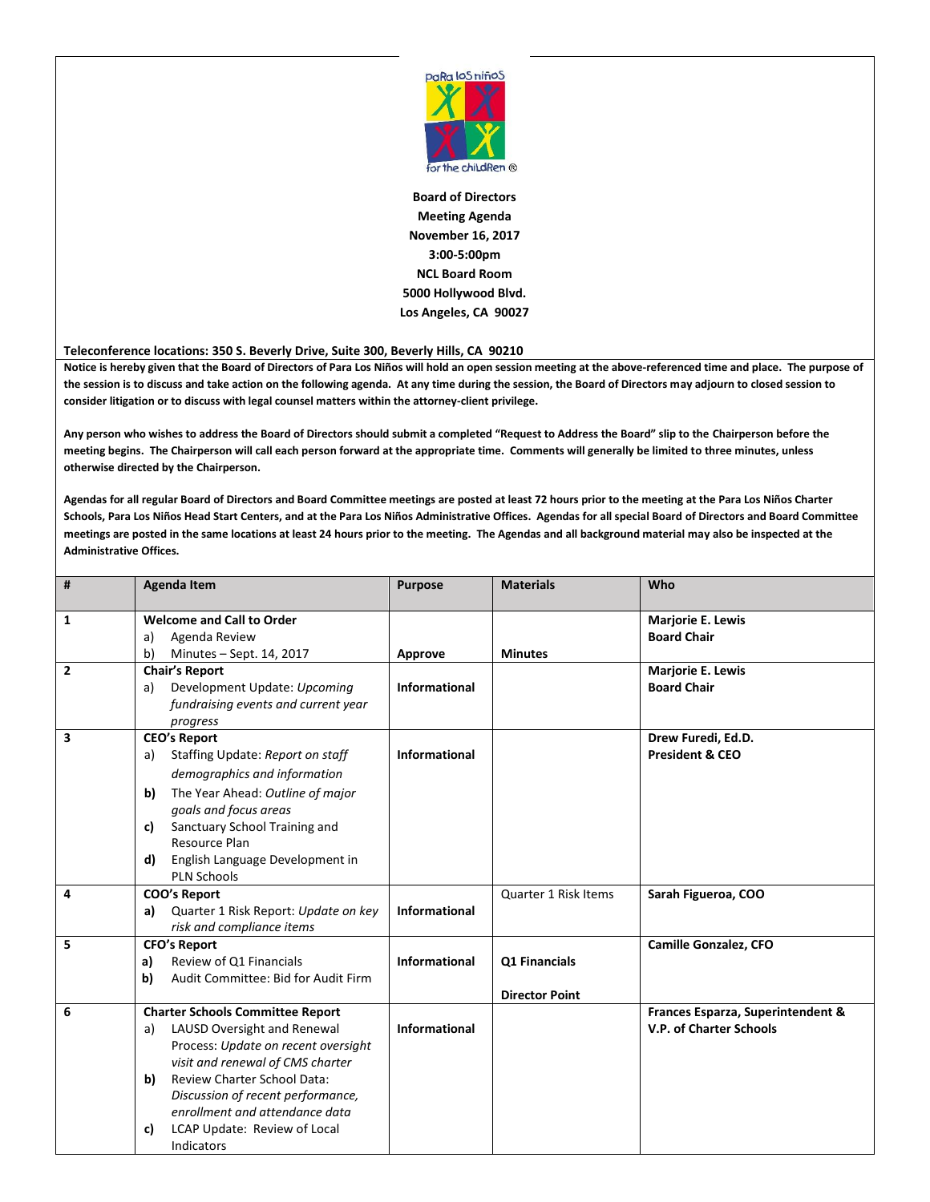Para los niños for the children ®

**Board of Directors**
**Meeting Agenda**
**November 16, 2017**
**3:00-5:00pm**
**NCL Board Room**
**5000 Hollywood Blvd.**
**Los Angeles, CA 90027**

**Teleconference locations: 350 S. Beverly Drive, Suite 300, Beverly Hills, CA 90210**

**Notice is hereby given that the Board of Directors of Para Los Niños will hold an open session meeting at the above-referenced time and place. The purpose of the session is to discuss and take action on the following agenda. At any time during the session, the Board of Directors may adjourn to closed session to consider litigation or to discuss with legal counsel matters within the attorney-client privilege.**

**Any person who wishes to address the Board of Directors should submit a completed "Request to Address the Board" slip to the Chairperson before the meeting begins. The Chairperson will call each person forward at the appropriate time. Comments will generally be limited to three minutes, unless otherwise directed by the Chairperson.**

**Agendas for all regular Board of Directors and Board Committee meetings are posted at least 72 hours prior to the meeting at the Para Los Niños Charter Schools, Para Los Niños Head Start Centers, and at the Para Los Niños Administrative Offices. Agendas for all special Board of Directors and Board Committee meetings are posted in the same locations at least 24 hours prior to the meeting. The Agendas and all background material may also be inspected at the Administrative Offices.**

| # | Agenda Item | Purpose | Materials | Who |
|---|---|---|---|---|
| 1 | **Welcome and Call to Order**<br>a) Agenda Review<br>b) Minutes – Sept. 14, 2017 | **Approve** | **Minutes** | **Marjorie E. Lewis**<br>**Board Chair** |
| 2 | **Chair's Report**<br>a) Development Update: *Upcoming fundraising events and current year progress* | **Informational** | | **Marjorie E. Lewis**<br>**Board Chair** |
| 3 | **CEO's Report**<br>a) Staffing Update: *Report on staff demographics and information*<br>**b)** The Year Ahead: *Outline of major goals and focus areas*<br>**c)** Sanctuary School Training and Resource Plan<br>**d)** English Language Development in PLN Schools | **Informational** | | **Drew Furedi, Ed.D.**<br>**President & CEO** |
| 4 | **COO's Report**<br>**a)** Quarter 1 Risk Report: *Update on key risk and compliance items* | **Informational** | Quarter 1 Risk Items | **Sarah Figueroa, COO** |
| 5 | **CFO's Report**<br>**a)** Review of Q1 Financials<br>**b)** Audit Committee: Bid for Audit Firm | **Informational** | **Q1 Financials**<br><br>**Director Point** | **Camille Gonzalez, CFO** |
| 6 | **Charter Schools Committee Report**<br>a) LAUSD Oversight and Renewal Process: *Update on recent oversight visit and renewal of CMS charter*<br>**b)** Review Charter School Data: *Discussion of recent performance, enrollment and attendance data*<br>**c)** LCAP Update: Review of Local Indicators | **Informational** | | **Frances Esparza, Superintendent & V.P. of Charter Schools** |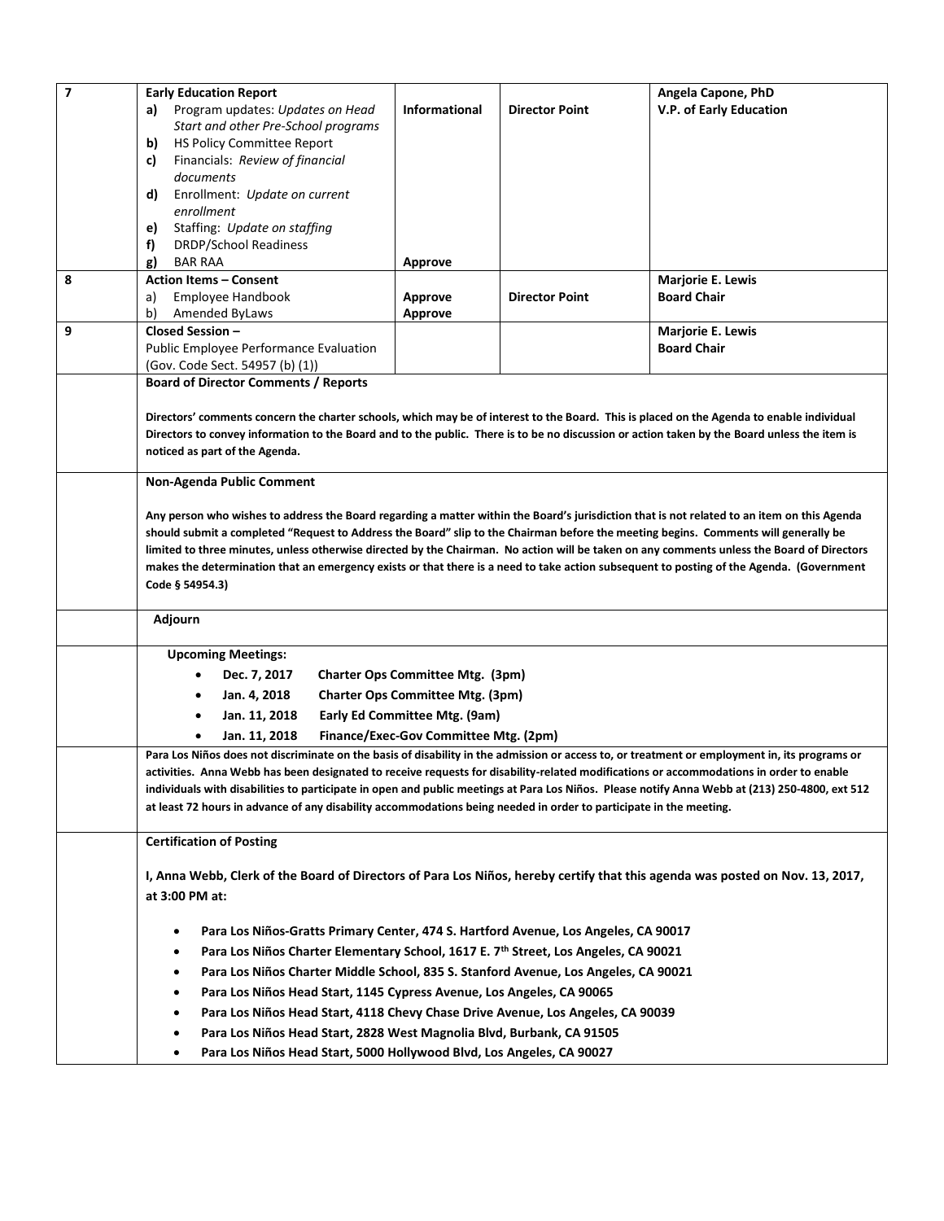| 7 | **Early Education Report**<br>**a)** Program updates: *Updates on Head Start and other Pre-School programs*<br>**b)** HS Policy Committee Report<br>**c)** Financials: *Review of financial documents*<br>**d)** Enrollment: *Update on current enrollment*<br>**e)** Staffing: *Update on staffing*<br>**f)** DRDP/School Readiness<br>**g)** BAR RAA | **Informational**<br><br><br><br><br><br><br><br><br><br>**Approve** | **Director Point** | **Angela Capone, PhD**<br>**V.P. of Early Education** |
|---|---|---|---|---|
| 8 | **Action Items – Consent**<br>a) Employee Handbook<br>b) Amended ByLaws | <br>**Approve**<br>**Approve** | <br>**Director Point** | **Marjorie E. Lewis**<br>**Board Chair** |
| 9 | **Closed Session –**<br>Public Employee Performance Evaluation<br>(Gov. Code Sect. 54957 (b) (1)) | | | **Marjorie E. Lewis**<br>**Board Chair** |

**Board of Director Comments / Reports**

**Directors' comments concern the charter schools, which may be of interest to the Board. This is placed on the Agenda to enable individual Directors to convey information to the Board and to the public. There is to be no discussion or action taken by the Board unless the item is noticed as part of the Agenda.**

**Non-Agenda Public Comment**

**Any person who wishes to address the Board regarding a matter within the Board's jurisdiction that is not related to an item on this Agenda should submit a completed "Request to Address the Board" slip to the Chairman before the meeting begins. Comments will generally be limited to three minutes, unless otherwise directed by the Chairman. No action will be taken on any comments unless the Board of Directors makes the determination that an emergency exists or that there is a need to take action subsequent to posting of the Agenda. (Government Code § 54954.3)**

**Adjourn**

**Upcoming Meetings:**

- **Dec. 7, 2017 Charter Ops Committee Mtg. (3pm)**
- **Jan. 4, 2018 Charter Ops Committee Mtg. (3pm)**
- **Jan. 11, 2018 Early Ed Committee Mtg. (9am)**
- **Jan. 11, 2018 Finance/Exec-Gov Committee Mtg. (2pm)**

**Para Los Niños does not discriminate on the basis of disability in the admission or access to, or treatment or employment in, its programs or activities. Anna Webb has been designated to receive requests for disability-related modifications or accommodations in order to enable individuals with disabilities to participate in open and public meetings at Para Los Niños. Please notify Anna Webb at (213) 250-4800, ext 512 at least 72 hours in advance of any disability accommodations being needed in order to participate in the meeting.**

**Certification of Posting**

**I, Anna Webb, Clerk of the Board of Directors of Para Los Niños, hereby certify that this agenda was posted on Nov. 13, 2017, at 3:00 PM at:**

- **Para Los Niños-Gratts Primary Center, 474 S. Hartford Avenue, Los Angeles, CA 90017**
- **Para Los Niños Charter Elementary School, 1617 E. 7th Street, Los Angeles, CA 90021**
- **Para Los Niños Charter Middle School, 835 S. Stanford Avenue, Los Angeles, CA 90021**
- **Para Los Niños Head Start, 1145 Cypress Avenue, Los Angeles, CA 90065**
- **Para Los Niños Head Start, 4118 Chevy Chase Drive Avenue, Los Angeles, CA 90039**
- **Para Los Niños Head Start, 2828 West Magnolia Blvd, Burbank, CA 91505**
- **Para Los Niños Head Start, 5000 Hollywood Blvd, Los Angeles, CA 90027**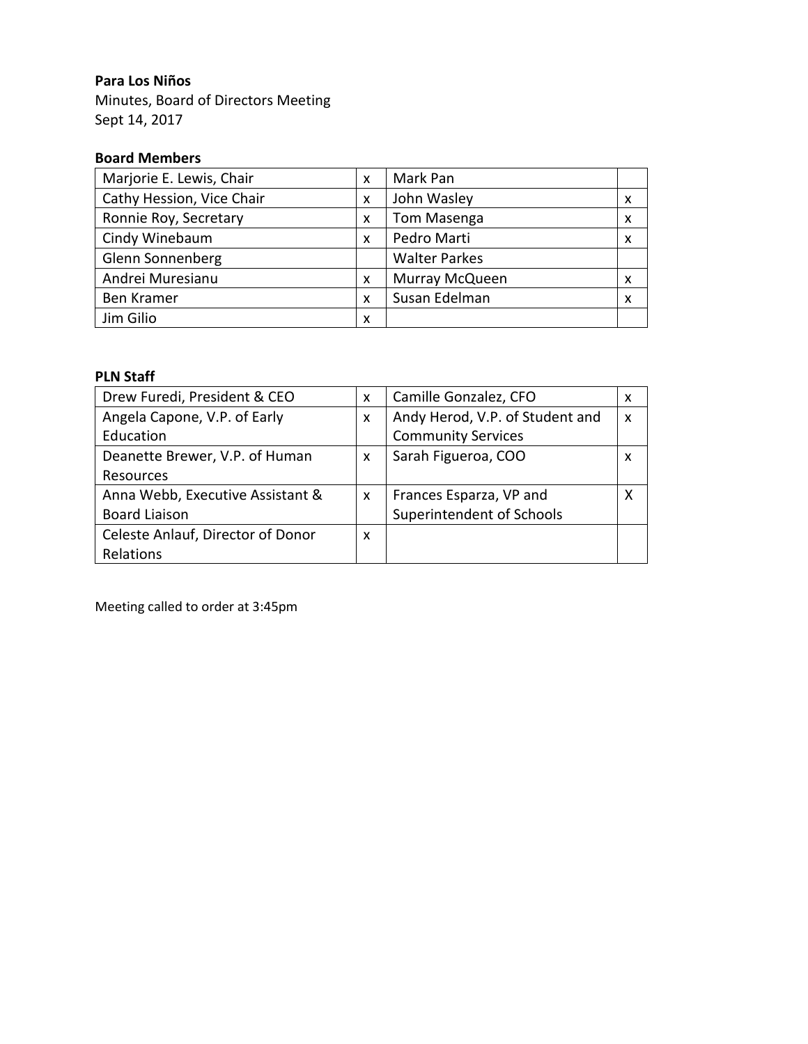**Para Los Niños**

Minutes, Board of Directors Meeting

Sept 14, 2017

**Board Members**

| | | | |
|---|---|---|---|
| Marjorie E. Lewis, Chair | x | Mark Pan | |
| Cathy Hession, Vice Chair | x | John Wasley | x |
| Ronnie Roy, Secretary | x | Tom Masenga | x |
| Cindy Winebaum | x | Pedro Marti | x |
| Glenn Sonnenberg | | Walter Parkes | |
| Andrei Muresianu | x | Murray McQueen | x |
| Ben Kramer | x | Susan Edelman | x |
| Jim Gilio | x | | |

**PLN Staff**

| | | | |
|---|---|---|---|
| Drew Furedi, President & CEO | x | Camille Gonzalez, CFO | x |
| Angela Capone, V.P. of Early Education | x | Andy Herod, V.P. of Student and Community Services | x |
| Deanette Brewer, V.P. of Human Resources | x | Sarah Figueroa, COO | x |
| Anna Webb, Executive Assistant & Board Liaison | x | Frances Esparza, VP and Superintendent of Schools | X |
| Celeste Anlauf, Director of Donor Relations | x | | |

Meeting called to order at 3:45pm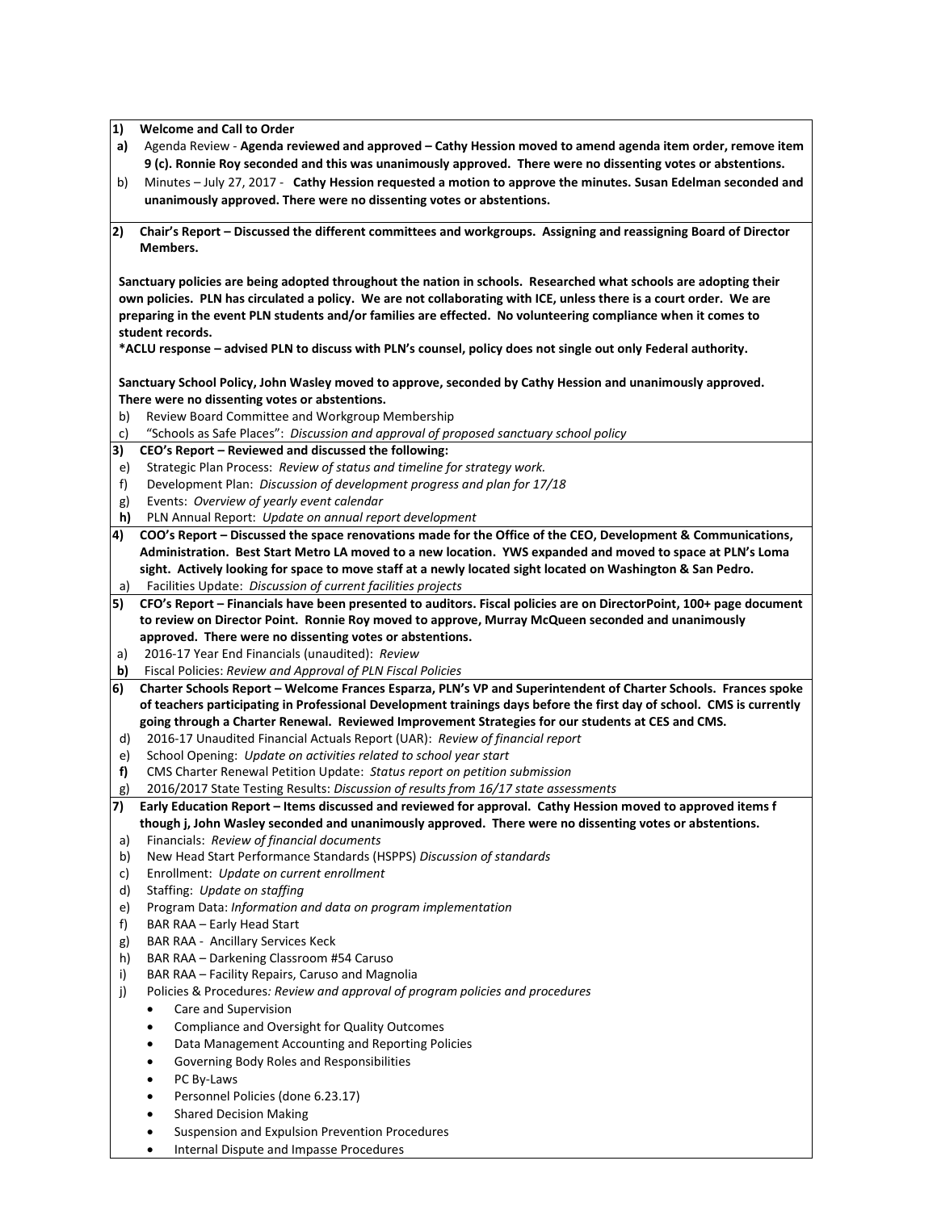**1) Welcome and Call to Order**

- **a)** Agenda Review - **Agenda reviewed and approved – Cathy Hession moved to amend agenda item order, remove item 9 (c). Ronnie Roy seconded and this was unanimously approved. There were no dissenting votes or abstentions.**
- b) Minutes – July 27, 2017 - **Cathy Hession requested a motion to approve the minutes. Susan Edelman seconded and unanimously approved. There were no dissenting votes or abstentions.**

**2) Chair's Report – Discussed the different committees and workgroups. Assigning and reassigning Board of Director Members.**

**Sanctuary policies are being adopted throughout the nation in schools. Researched what schools are adopting their own policies. PLN has circulated a policy. We are not collaborating with ICE, unless there is a court order. We are preparing in the event PLN students and/or families are effected. No volunteering compliance when it comes to student records.**

**\*ACLU response – advised PLN to discuss with PLN's counsel, policy does not single out only Federal authority.**

**Sanctuary School Policy, John Wasley moved to approve, seconded by Cathy Hession and unanimously approved. There were no dissenting votes or abstentions.**

- b) Review Board Committee and Workgroup Membership
- c) "Schools as Safe Places": *Discussion and approval of proposed sanctuary school policy*

**3) CEO's Report – Reviewed and discussed the following:**

- e) Strategic Plan Process: *Review of status and timeline for strategy work.*
- f) Development Plan: *Discussion of development progress and plan for 17/18*
- g) Events: *Overview of yearly event calendar*
- **h)** PLN Annual Report: *Update on annual report development*

**4) COO's Report – Discussed the space renovations made for the Office of the CEO, Development & Communications, Administration. Best Start Metro LA moved to a new location. YWS expanded and moved to space at PLN's Loma sight. Actively looking for space to move staff at a newly located sight located on Washington & San Pedro.**

- a) Facilities Update: *Discussion of current facilities projects*

**5) CFO's Report – Financials have been presented to auditors. Fiscal policies are on DirectorPoint, 100+ page document to review on Director Point. Ronnie Roy moved to approve, Murray McQueen seconded and unanimously approved. There were no dissenting votes or abstentions.**

- a) 2016-17 Year End Financials (unaudited): *Review*
- **b)** Fiscal Policies: *Review and Approval of PLN Fiscal Policies*

**6) Charter Schools Report – Welcome Frances Esparza, PLN's VP and Superintendent of Charter Schools. Frances spoke of teachers participating in Professional Development trainings days before the first day of school. CMS is currently going through a Charter Renewal. Reviewed Improvement Strategies for our students at CES and CMS.**

- d) 2016-17 Unaudited Financial Actuals Report (UAR): *Review of financial report*
- e) School Opening: *Update on activities related to school year start*
- **f)** CMS Charter Renewal Petition Update: *Status report on petition submission*
- g) 2016/2017 State Testing Results: *Discussion of results from 16/17 state assessments*

**7) Early Education Report – Items discussed and reviewed for approval. Cathy Hession moved to approved items f though j, John Wasley seconded and unanimously approved. There were no dissenting votes or abstentions.**

- a) Financials: *Review of financial documents*
- b) New Head Start Performance Standards (HSPPS) *Discussion of standards*
- c) Enrollment: *Update on current enrollment*
- d) Staffing: *Update on staffing*
- e) Program Data: *Information and data on program implementation*
- f) BAR RAA – Early Head Start
- g) BAR RAA - Ancillary Services Keck
- h) BAR RAA – Darkening Classroom #54 Caruso
- i) BAR RAA – Facility Repairs, Caruso and Magnolia
- j) Policies & Procedures*: Review and approval of program policies and procedures*
  - Care and Supervision
  - Compliance and Oversight for Quality Outcomes
  - Data Management Accounting and Reporting Policies
  - Governing Body Roles and Responsibilities
  - PC By-Laws
  - Personnel Policies (done 6.23.17)
  - Shared Decision Making
  - Suspension and Expulsion Prevention Procedures
  - Internal Dispute and Impasse Procedures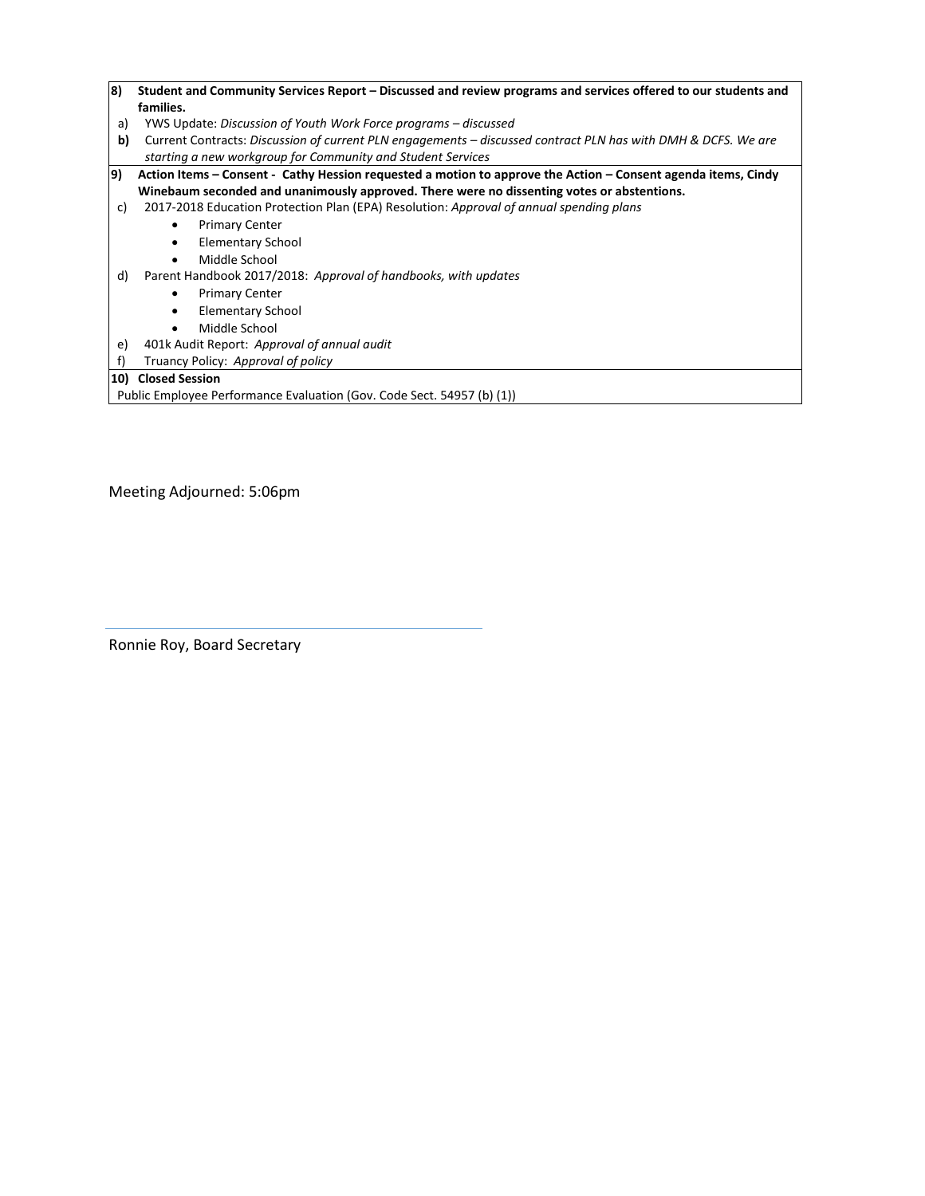**8) Student and Community Services Report – Discussed and review programs and services offered to our students and families.**

a) YWS Update: *Discussion of Youth Work Force programs – discussed*

**b)** Current Contracts: *Discussion of current PLN engagements – discussed contract PLN has with DMH & DCFS. We are starting a new workgroup for Community and Student Services*

**9) Action Items – Consent - Cathy Hession requested a motion to approve the Action – Consent agenda items, Cindy Winebaum seconded and unanimously approved. There were no dissenting votes or abstentions.**

c) 2017-2018 Education Protection Plan (EPA) Resolution: *Approval of annual spending plans*

- Primary Center
- Elementary School
- Middle School

d) Parent Handbook 2017/2018: *Approval of handbooks, with updates*

- Primary Center
- Elementary School
- Middle School

e) 401k Audit Report: *Approval of annual audit*

f) Truancy Policy: *Approval of policy*

**10) Closed Session**

Public Employee Performance Evaluation (Gov. Code Sect. 54957 (b) (1))

Meeting Adjourned: 5:06pm

Ronnie Roy, Board Secretary